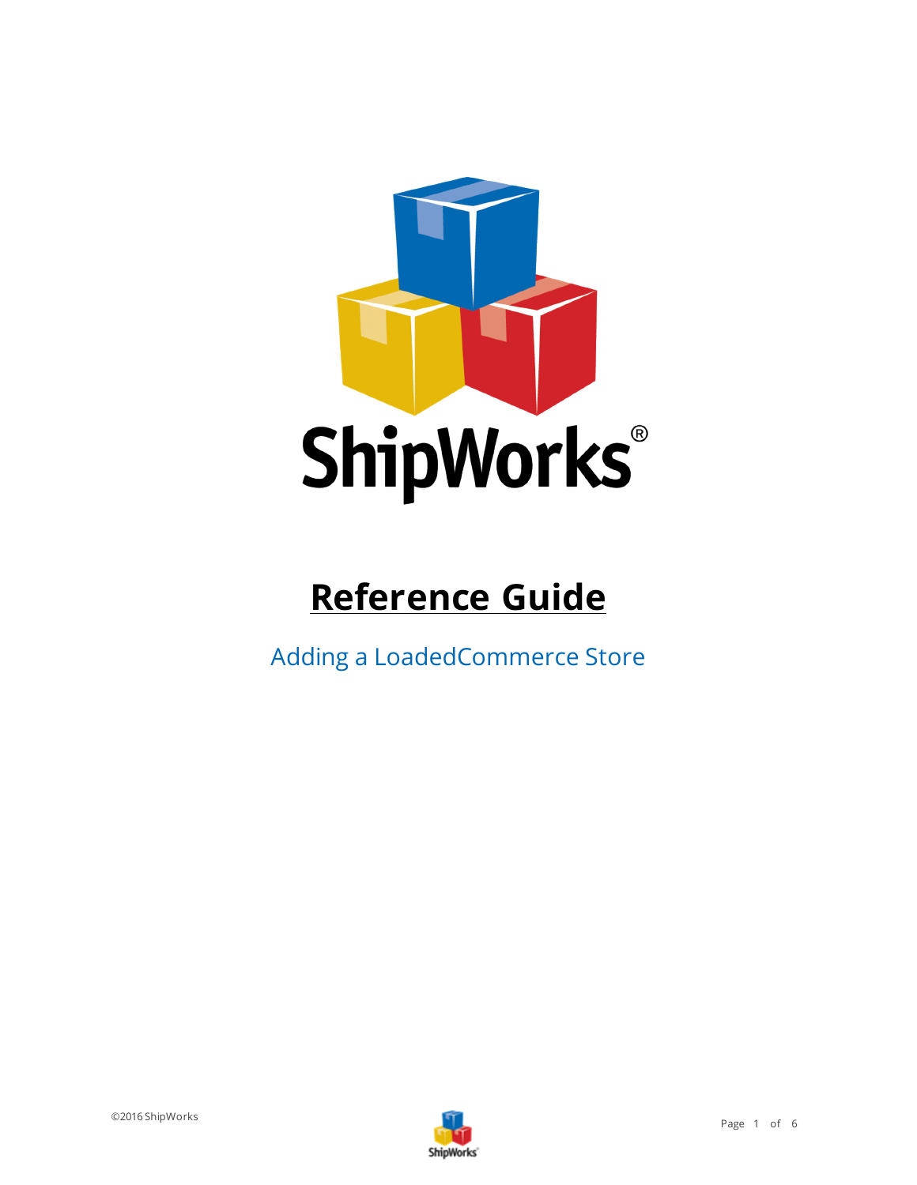# Reference Guide

Adding a LoadedCommerce Store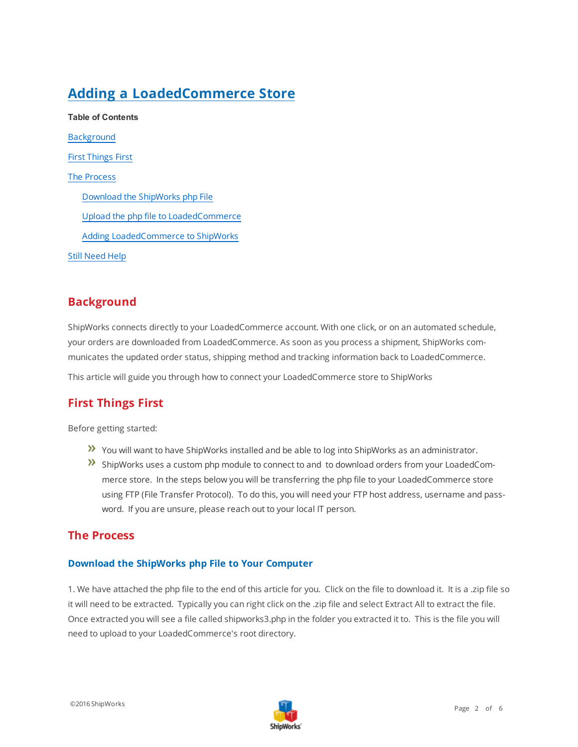# Adding a LoadedCommerce Store

**Table of Contents**

Background

First Things First

The Process

- Download the ShipWorks php File
- Upload the php file to LoadedCommerce
- Adding LoadedCommerce to ShipWorks

Still Need Help

## Background

ShipWorks connects directly to your LoadedCommerce account. With one click, or on an automated schedule, your orders are downloaded from LoadedCommerce. As soon as you process a shipment, ShipWorks communicates the updated order status, shipping method and tracking information back to LoadedCommerce.

This article will guide you through how to connect your LoadedCommerce store to ShipWorks

## First Things First

Before getting started:

- You will want to have ShipWorks installed and be able to log into ShipWorks as an administrator.
- ShipWorks uses a custom php module to connect to and to download orders from your LoadedCommerce store. In the steps below you will be transferring the php file to your LoadedCommerce store using FTP (File Transfer Protocol). To do this, you will need your FTP host address, username and password. If you are unsure, please reach out to your local IT person.

## The Process

### Download the ShipWorks php File to Your Computer

1. We have attached the php file to the end of this article for you. Click on the file to download it. It is a .zip file so it will need to be extracted. Typically you can right click on the .zip file and select Extract All to extract the file. Once extracted you will see a file called shipworks3.php in the folder you extracted it to. This is the file you will need to upload to your LoadedCommerce's root directory.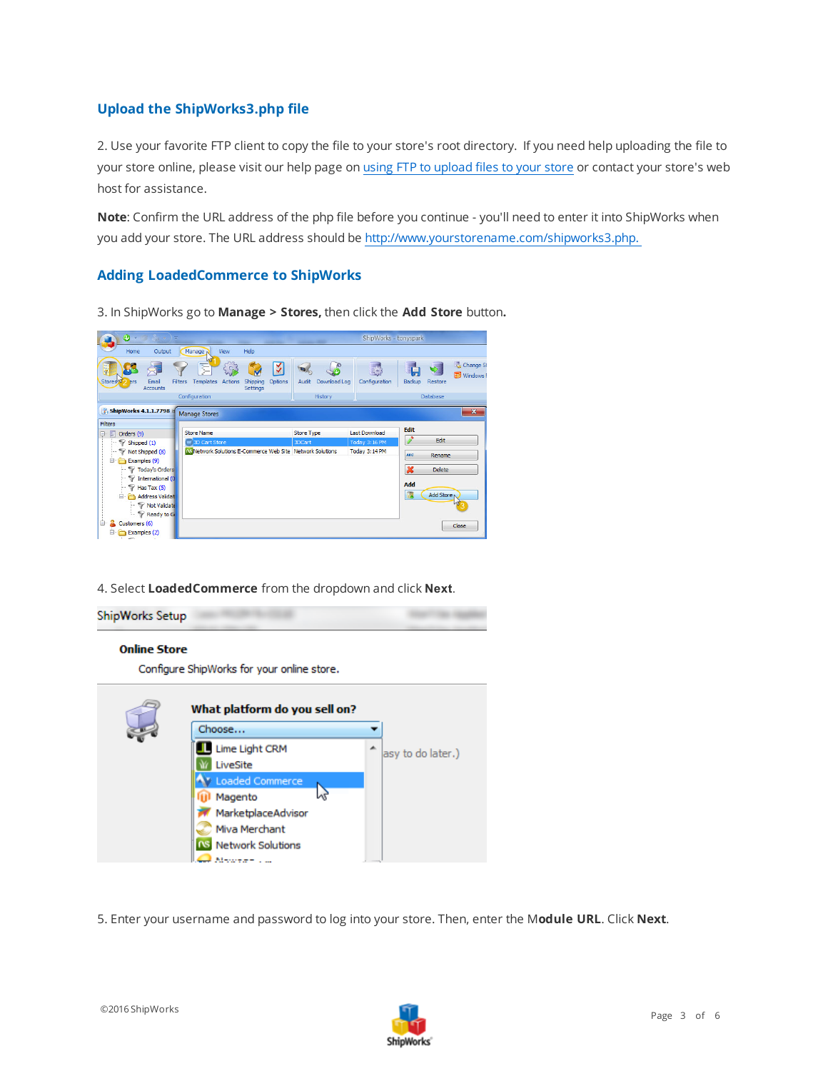## Upload the ShipWorks3.php file

2. Use your favorite FTP client to copy the file to your store's root directory. If you need help uploading the file to your store online, please visit our help page on using FTP to upload files to your store or contact your store's web host for assistance.

**Note**: Confirm the URL address of the php file before you continue - you'll need to enter it into ShipWorks when you add your store. The URL address should be http://www.yourstorename.com/shipworks3.php.

## Adding LoadedCommerce to ShipWorks

3. In ShipWorks go to **Manage > Stores,** then click the **Add Store** button.

4. Select **LoadedCommerce** from the dropdown and click **Next**.

5. Enter your username and password to log into your store. Then, enter the M**odule URL**. Click **Next**.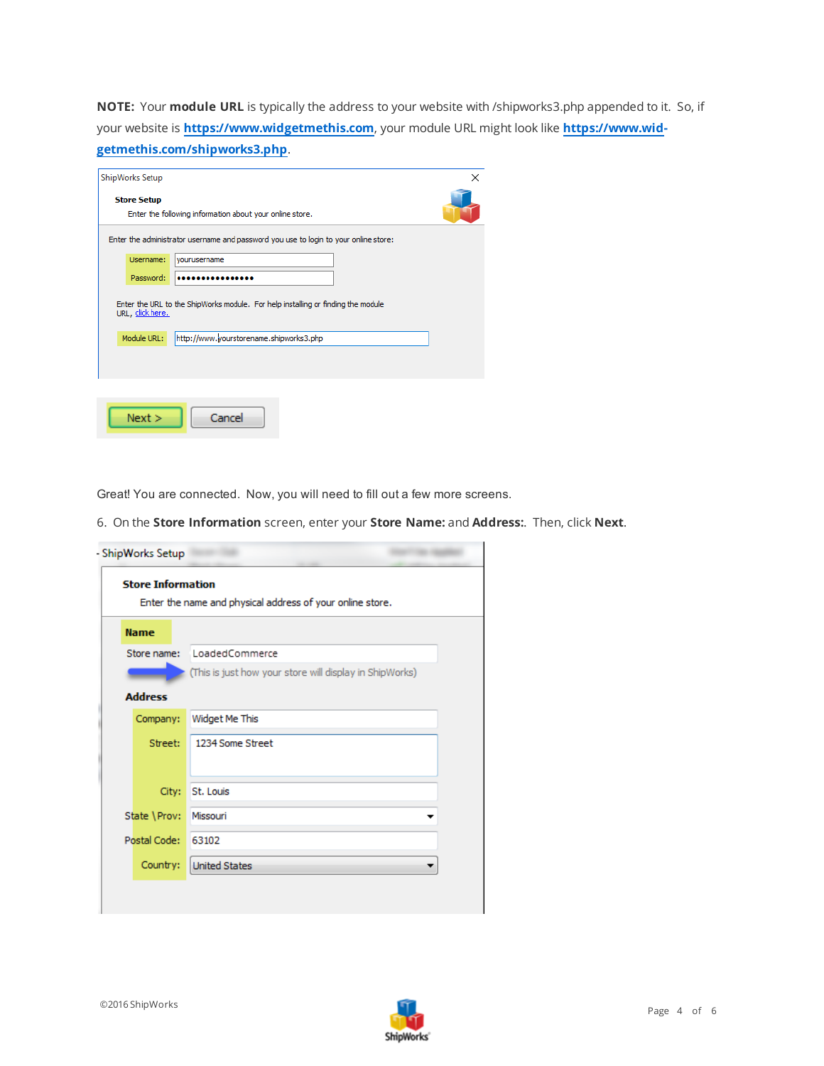**NOTE:** Your **module URL** is typically the address to your website with /shipworks3.php appended to it. So, if your website is **https://www.widgetmethis.com**, your module URL might look like **https://www.widgetmethis.com/shipworks3.php**.

ShipWorks Setup

**Store Setup**

Enter the following information about your online store.

Enter the administrator username and password you use to login to your online store:

Username: yourusername

Password: ••••••••••••••••

Enter the URL to the ShipWorks module. For help installing or finding the module URL, click here.

Module URL: http://www.yourstorename.shipworks3.php

Next > Cancel

Great! You are connected. Now, you will need to fill out a few more screens.

6. On the **Store Information** screen, enter your **Store Name:** and **Address:**. Then, click **Next**.

ShipWorks Setup

**Store Information**

Enter the name and physical address of your online store.

**Name**

Store name: LoadedCommerce

(This is just how your store will display in ShipWorks)

**Address**

Company: Widget Me This

Street: 1234 Some Street

City: St. Louis

State \ Prov: Missouri

Postal Code: 63102

Country: United States

©2016 ShipWorks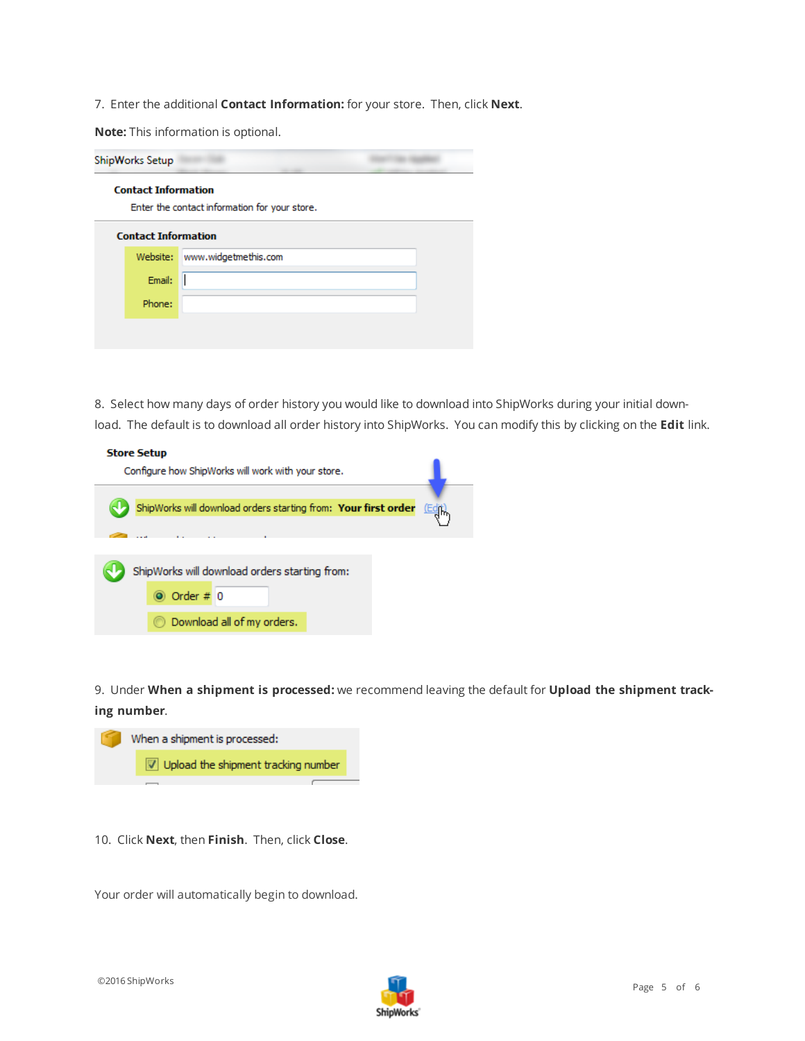7. Enter the additional **Contact Information:** for your store. Then, click **Next**.

**Note:** This information is optional.

8. Select how many days of order history you would like to download into ShipWorks during your initial download. The default is to download all order history into ShipWorks. You can modify this by clicking on the **Edit** link.

9. Under **When a shipment is processed:** we recommend leaving the default for **Upload the shipment tracking number**.

10. Click **Next**, then **Finish**. Then, click **Close**.

Your order will automatically begin to download.

©2016 ShipWorks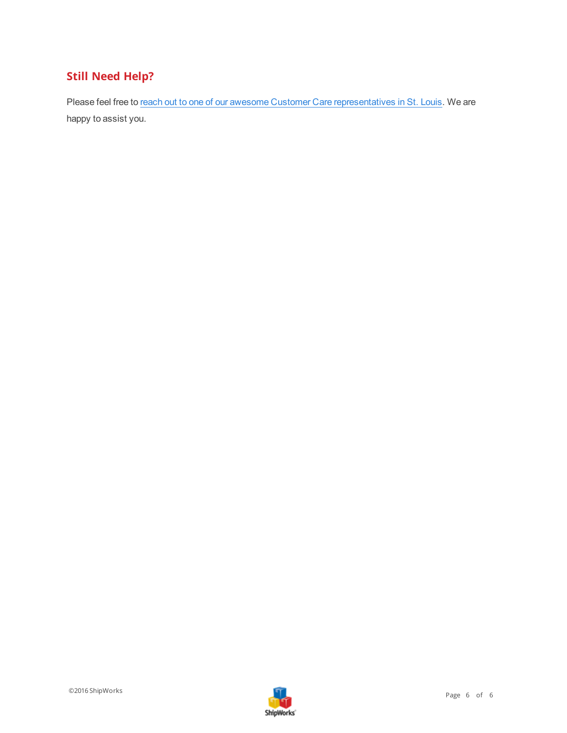## Still Need Help?

Please feel free to reach out to one of our awesome Customer Care representatives in St. Louis. We are happy to assist you.